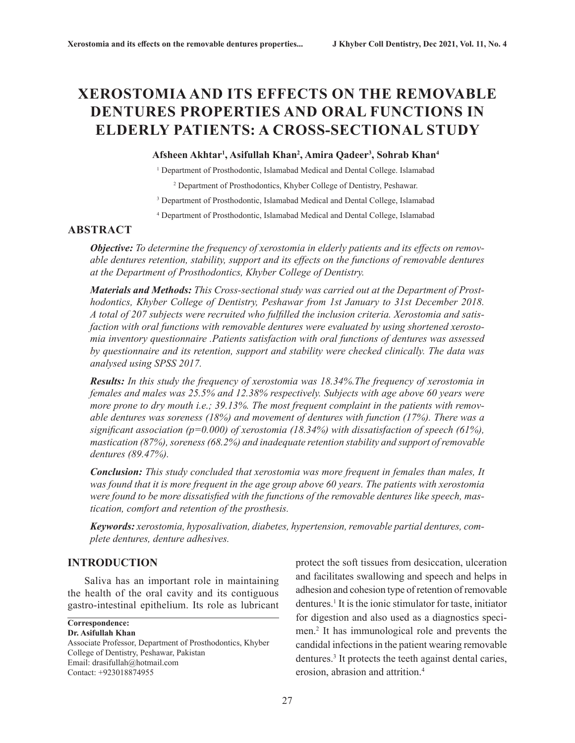# XEROSTOMIA AND ITS EFFECTS ON THE REMOVABLE DENTURES PROPERTIES AND ORAL FUNCTIONS IN ELDERLY PATIENTS: A CROSS-SECTIONAL STUDY

**Afsheen Akhtar[1], Asifullah Khan[2], Amira Qadeer[3], Sohrab Khan[4]**

[1] Department of Prosthodontic, Islamabad Medical and Dental College. Islamabad

[2] Department of Prosthodontics, Khyber College of Dentistry, Peshawar.

[3] Department of Prosthodontic, Islamabad Medical and Dental College, Islamabad

[4] Department of Prosthodontic, Islamabad Medical and Dental College, Islamabad

## ABSTRACT

***Objective:*** *To determine the frequency of xerostomia in elderly patients and its effects on removable dentures retention, stability, support and its effects on the functions of removable dentures at the Department of Prosthodontics, Khyber College of Dentistry.*

***Materials and Methods:*** *This Cross-sectional study was carried out at the Department of Prosthodontics, Khyber College of Dentistry, Peshawar from 1st January to 31st December 2018. A total of 207 subjects were recruited who fulfilled the inclusion criteria. Xerostomia and satisfaction with oral functions with removable dentures were evaluated by using shortened xerostomia inventory questionnaire .Patients satisfaction with oral functions of dentures was assessed by questionnaire and its retention, support and stability were checked clinically. The data was analysed using SPSS 2017.*

***Results:*** *In this study the frequency of xerostomia was 18.34%.The frequency of xerostomia in females and males was 25.5% and 12.38% respectively. Subjects with age above 60 years were more prone to dry mouth i.e.; 39.13%. The most frequent complaint in the patients with removable dentures was soreness (18%) and movement of dentures with function (17%). There was a significant association (p=0.000) of xerostomia (18.34%) with dissatisfaction of speech (61%), mastication (87%), soreness (68.2%) and inadequate retention stability and support of removable dentures (89.47%).*

***Conclusion:*** *This study concluded that xerostomia was more frequent in females than males, It was found that it is more frequent in the age group above 60 years. The patients with xerostomia were found to be more dissatisfied with the functions of the removable dentures like speech, mastication, comfort and retention of the prosthesis.*

***Keywords:*** *xerostomia, hyposalivation, diabetes, hypertension, removable partial dentures, complete dentures, denture adhesives.*

## INTRODUCTION

Saliva has an important role in maintaining the health of the oral cavity and its contiguous gastro-intestinal epithelium. Its role as lubricant protect the soft tissues from desiccation, ulceration and facilitates swallowing and speech and helps in adhesion and cohesion type of retention of removable dentures.[1] It is the ionic stimulator for taste, initiator for digestion and also used as a diagnostics specimen.[2] It has immunological role and prevents the candidal infections in the patient wearing removable dentures.[3] It protects the teeth against dental caries, erosion, abrasion and attrition.[4]

**Correspondence:**
**Dr. Asifullah Khan**
Associate Professor, Department of Prosthodontics, Khyber College of Dentistry, Peshawar, Pakistan
Email: drasifullah@hotmail.com
Contact: +923018874955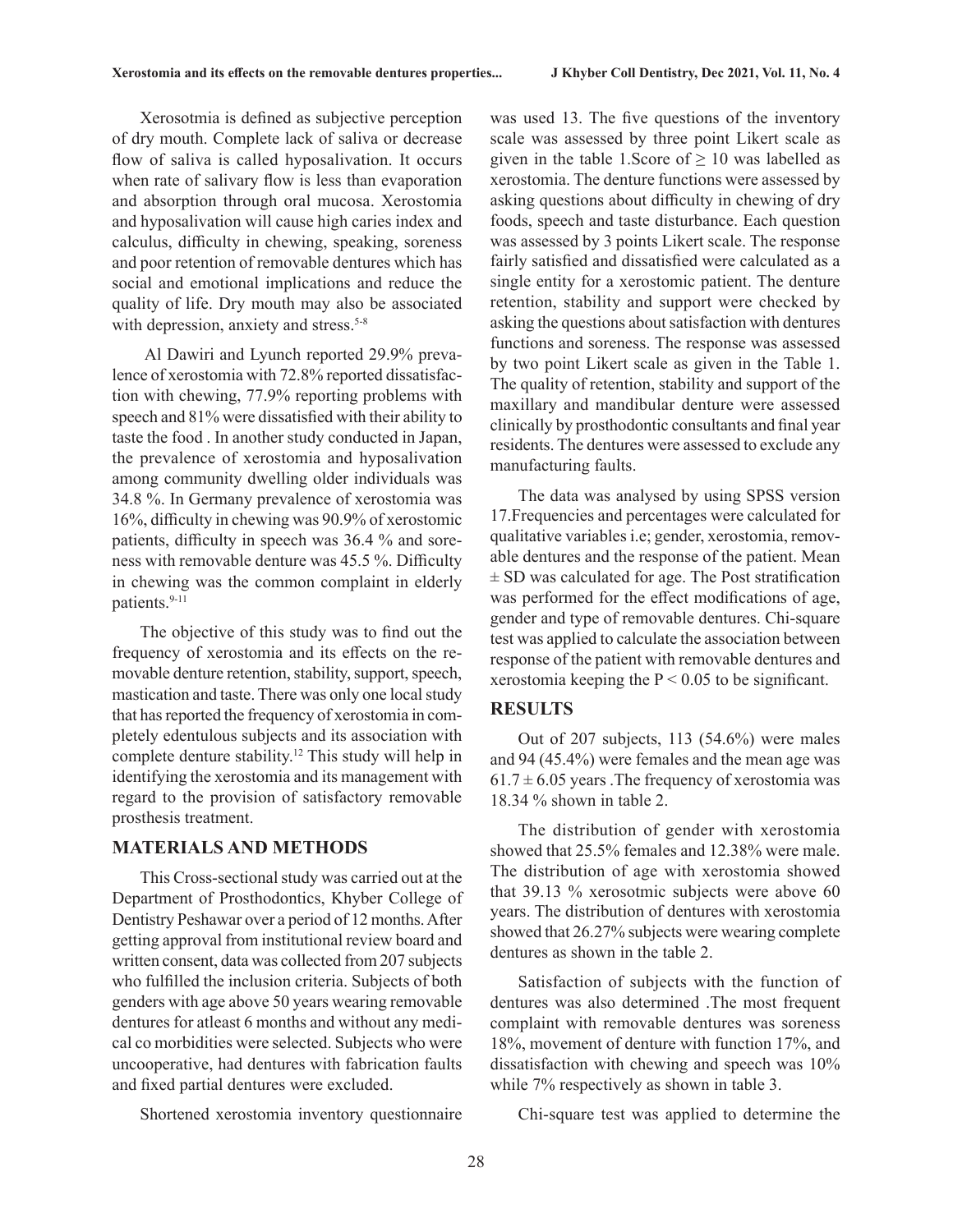Xerosotmia is defined as subjective perception of dry mouth. Complete lack of saliva or decrease flow of saliva is called hyposalivation. It occurs when rate of salivary flow is less than evaporation and absorption through oral mucosa. Xerostomia and hyposalivation will cause high caries index and calculus, difficulty in chewing, speaking, soreness and poor retention of removable dentures which has social and emotional implications and reduce the quality of life. Dry mouth may also be associated with depression, anxiety and stress.[5-8]

Al Dawiri and Lyunch reported 29.9% prevalence of xerostomia with 72.8% reported dissatisfaction with chewing, 77.9% reporting problems with speech and 81% were dissatisfied with their ability to taste the food . In another study conducted in Japan, the prevalence of xerostomia and hyposalivation among community dwelling older individuals was 34.8 %. In Germany prevalence of xerostomia was 16%, difficulty in chewing was 90.9% of xerostomic patients, difficulty in speech was 36.4 % and soreness with removable denture was 45.5 %. Difficulty in chewing was the common complaint in elderly patients.[9-11]

The objective of this study was to find out the frequency of xerostomia and its effects on the removable denture retention, stability, support, speech, mastication and taste. There was only one local study that has reported the frequency of xerostomia in completely edentulous subjects and its association with complete denture stability.[12] This study will help in identifying the xerostomia and its management with regard to the provision of satisfactory removable prosthesis treatment.

## MATERIALS AND METHODS

This Cross-sectional study was carried out at the Department of Prosthodontics, Khyber College of Dentistry Peshawar over a period of 12 months. After getting approval from institutional review board and written consent, data was collected from 207 subjects who fulfilled the inclusion criteria. Subjects of both genders with age above 50 years wearing removable dentures for atleast 6 months and without any medical co morbidities were selected. Subjects who were uncooperative, had dentures with fabrication faults and fixed partial dentures were excluded.

Shortened xerostomia inventory questionnaire was used 13. The five questions of the inventory scale was assessed by three point Likert scale as given in the table 1.Score of $\geq 10$ was labelled as xerostomia. The denture functions were assessed by asking questions about difficulty in chewing of dry foods, speech and taste disturbance. Each question was assessed by 3 points Likert scale. The response fairly satisfied and dissatisfied were calculated as a single entity for a xerostomic patient. The denture retention, stability and support were checked by asking the questions about satisfaction with dentures functions and soreness. The response was assessed by two point Likert scale as given in the Table 1. The quality of retention, stability and support of the maxillary and mandibular denture were assessed clinically by prosthodontic consultants and final year residents. The dentures were assessed to exclude any manufacturing faults.

The data was analysed by using SPSS version 17.Frequencies and percentages were calculated for qualitative variables i.e; gender, xerostomia, removable dentures and the response of the patient. Mean $\pm$ SD was calculated for age. The Post stratification was performed for the effect modifications of age, gender and type of removable dentures. Chi-square test was applied to calculate the association between response of the patient with removable dentures and xerostomia keeping the $P < 0.05$ to be significant.

## RESULTS

Out of 207 subjects, 113 (54.6%) were males and 94 (45.4%) were females and the mean age was $61.7 \pm 6.05$ years .The frequency of xerostomia was 18.34 % shown in table 2.

The distribution of gender with xerostomia showed that 25.5% females and 12.38% were male. The distribution of age with xerostomia showed that 39.13 % xerosotmic subjects were above 60 years. The distribution of dentures with xerostomia showed that 26.27% subjects were wearing complete dentures as shown in the table 2.

Satisfaction of subjects with the function of dentures was also determined .The most frequent complaint with removable dentures was soreness 18%, movement of denture with function 17%, and dissatisfaction with chewing and speech was 10% while 7% respectively as shown in table 3.

Chi-square test was applied to determine the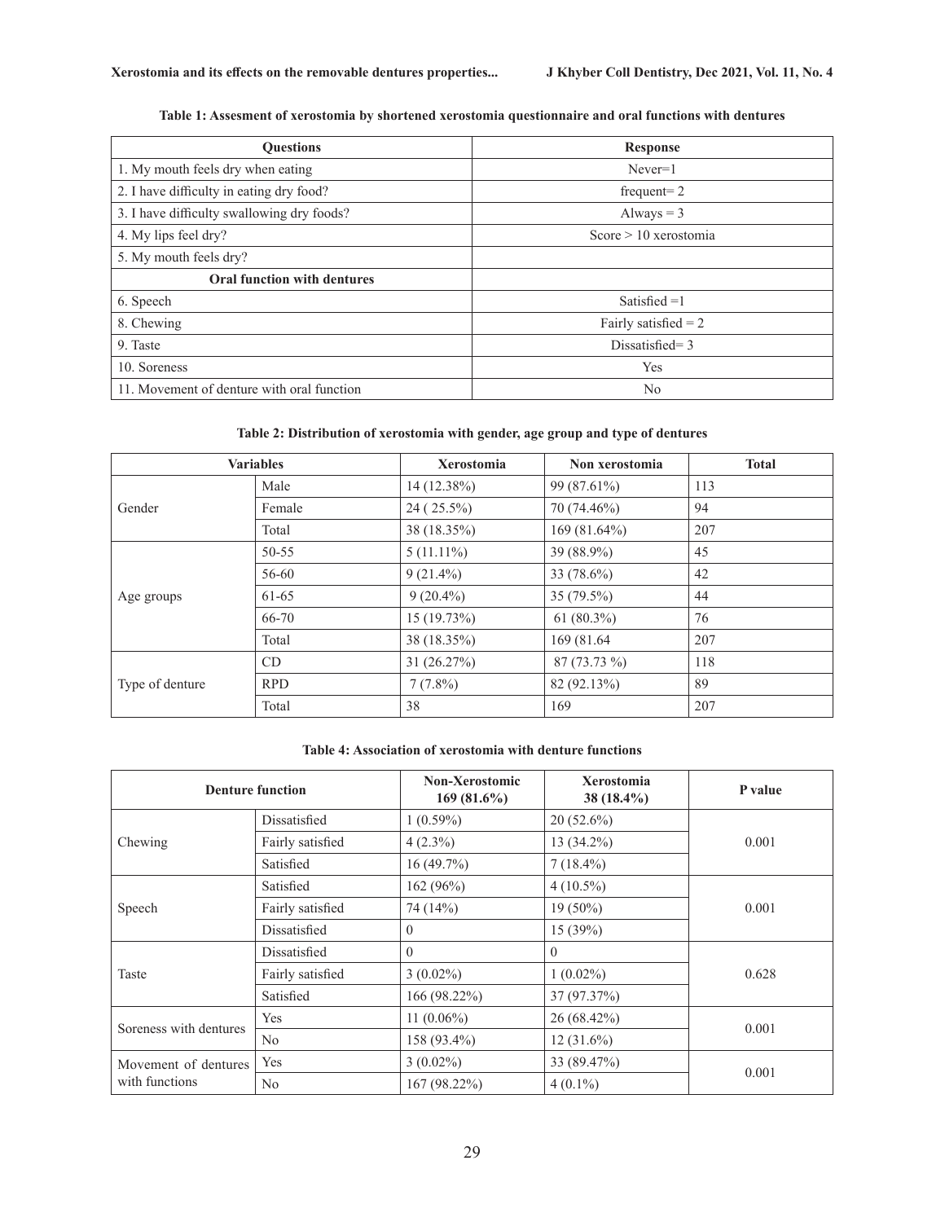**Table 1: Assesment of xerostomia by shortened xerostomia questionnaire and oral functions with dentures**

| Questions | Response |
|---|---|
| 1. My mouth feels dry when eating | Never=1 |
| 2. I have difficulty in eating dry food? | frequent= 2 |
| 3. I have difficulty swallowing dry foods? | Always = 3 |
| 4. My lips feel dry? | Score > 10 xerostomia |
| 5. My mouth feels dry? | |
| **Oral function with dentures** | |
| 6. Speech | Satisfied =1 |
| 8. Chewing | Fairly satisfied = 2 |
| 9. Taste | Dissatisfied= 3 |
| 10. Soreness | Yes |
| 11. Movement of denture with oral function | No |

**Table 2: Distribution of xerostomia with gender, age group and type of dentures**

| Variables | | Xerostomia | Non xerostomia | Total |
|---|---|---|---|---|
| Gender | Male | 14 (12.38%) | 99 (87.61%) | 113 |
| | Female | 24 ( 25.5%) | 70 (74.46%) | 94 |
| | Total | 38 (18.35%) | 169 (81.64%) | 207 |
| Age groups | 50-55 | 5 (11.11%) | 39 (88.9%) | 45 |
| | 56-60 | 9 (21.4%) | 33 (78.6%) | 42 |
| | 61-65 | 9 (20.4%) | 35 (79.5%) | 44 |
| | 66-70 | 15 (19.73%) | 61 (80.3%) | 76 |
| | Total | 38 (18.35%) | 169 (81.64 | 207 |
| Type of denture | CD | 31 (26.27%) | 87 (73.73 %) | 118 |
| | RPD | 7 (7.8%) | 82 (92.13%) | 89 |
| | Total | 38 | 169 | 207 |

**Table 4: Association of xerostomia with denture functions**

| Denture function | | Non-Xerostomic 169 (81.6%) | Xerostomia 38 (18.4%) | P value |
|---|---|---|---|---|
| Chewing | Dissatisfied | 1 (0.59%) | 20 (52.6%) | 0.001 |
| | Fairly satisfied | 4 (2.3%) | 13 (34.2%) | |
| | Satisfied | 16 (49.7%) | 7 (18.4%) | |
| Speech | Satisfied | 162 (96%) | 4 (10.5%) | 0.001 |
| | Fairly satisfied | 74 (14%) | 19 (50%) | |
| | Dissatisfied | 0 | 15 (39%) | |
| Taste | Dissatisfied | 0 | 0 | 0.628 |
| | Fairly satisfied | 3 (0.02%) | 1 (0.02%) | |
| | Satisfied | 166 (98.22%) | 37 (97.37%) | |
| Soreness with dentures | Yes | 11 (0.06%) | 26 (68.42%) | 0.001 |
| | No | 158 (93.4%) | 12 (31.6%) | |
| Movement of dentures with functions | Yes | 3 (0.02%) | 33 (89.47%) | 0.001 |
| | No | 167 (98.22%) | 4 (0.1%) | |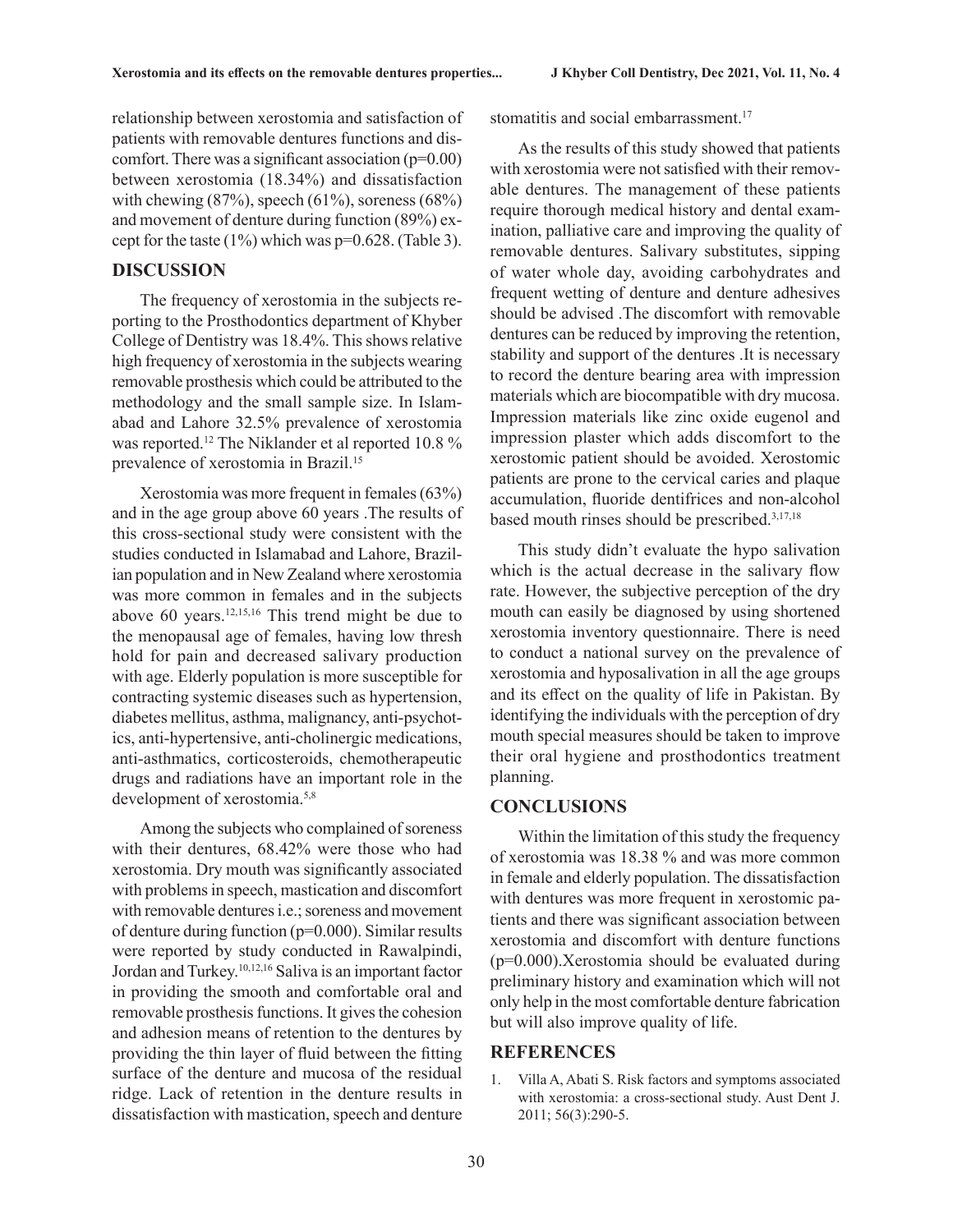relationship between xerostomia and satisfaction of patients with removable dentures functions and discomfort. There was a significant association (p=0.00) between xerostomia (18.34%) and dissatisfaction with chewing (87%), speech (61%), soreness (68%) and movement of denture during function (89%) except for the taste (1%) which was p=0.628. (Table 3).

## DISCUSSION

The frequency of xerostomia in the subjects reporting to the Prosthodontics department of Khyber College of Dentistry was 18.4%. This shows relative high frequency of xerostomia in the subjects wearing removable prosthesis which could be attributed to the methodology and the small sample size. In Islamabad and Lahore 32.5% prevalence of xerostomia was reported.[12] The Niklander et al reported 10.8 % prevalence of xerostomia in Brazil.[15]

Xerostomia was more frequent in females (63%) and in the age group above 60 years .The results of this cross-sectional study were consistent with the studies conducted in Islamabad and Lahore, Brazilian population and in New Zealand where xerostomia was more common in females and in the subjects above 60 years.[12,15,16] This trend might be due to the menopausal age of females, having low thresh hold for pain and decreased salivary production with age. Elderly population is more susceptible for contracting systemic diseases such as hypertension, diabetes mellitus, asthma, malignancy, anti-psychotics, anti-hypertensive, anti-cholinergic medications, anti-asthmatics, corticosteroids, chemotherapeutic drugs and radiations have an important role in the development of xerostomia.[5,8]

Among the subjects who complained of soreness with their dentures, 68.42% were those who had xerostomia. Dry mouth was significantly associated with problems in speech, mastication and discomfort with removable dentures i.e.; soreness and movement of denture during function (p=0.000). Similar results were reported by study conducted in Rawalpindi, Jordan and Turkey.[10,12,16] Saliva is an important factor in providing the smooth and comfortable oral and removable prosthesis functions. It gives the cohesion and adhesion means of retention to the dentures by providing the thin layer of fluid between the fitting surface of the denture and mucosa of the residual ridge. Lack of retention in the denture results in dissatisfaction with mastication, speech and denture stomatitis and social embarrassment.[17]

As the results of this study showed that patients with xerostomia were not satisfied with their removable dentures. The management of these patients require thorough medical history and dental examination, palliative care and improving the quality of removable dentures. Salivary substitutes, sipping of water whole day, avoiding carbohydrates and frequent wetting of denture and denture adhesives should be advised .The discomfort with removable dentures can be reduced by improving the retention, stability and support of the dentures .It is necessary to record the denture bearing area with impression materials which are biocompatible with dry mucosa. Impression materials like zinc oxide eugenol and impression plaster which adds discomfort to the xerostomic patient should be avoided. Xerostomic patients are prone to the cervical caries and plaque accumulation, fluoride dentifrices and non-alcohol based mouth rinses should be prescribed.[3,17,18]

This study didn't evaluate the hypo salivation which is the actual decrease in the salivary flow rate. However, the subjective perception of the dry mouth can easily be diagnosed by using shortened xerostomia inventory questionnaire. There is need to conduct a national survey on the prevalence of xerostomia and hyposalivation in all the age groups and its effect on the quality of life in Pakistan. By identifying the individuals with the perception of dry mouth special measures should be taken to improve their oral hygiene and prosthodontics treatment planning.

## CONCLUSIONS

Within the limitation of this study the frequency of xerostomia was 18.38 % and was more common in female and elderly population. The dissatisfaction with dentures was more frequent in xerostomic patients and there was significant association between xerostomia and discomfort with denture functions (p=0.000).Xerostomia should be evaluated during preliminary history and examination which will not only help in the most comfortable denture fabrication but will also improve quality of life.

## REFERENCES

1. Villa A, Abati S. Risk factors and symptoms associated with xerostomia: a cross-sectional study. Aust Dent J. 2011; 56(3):290-5.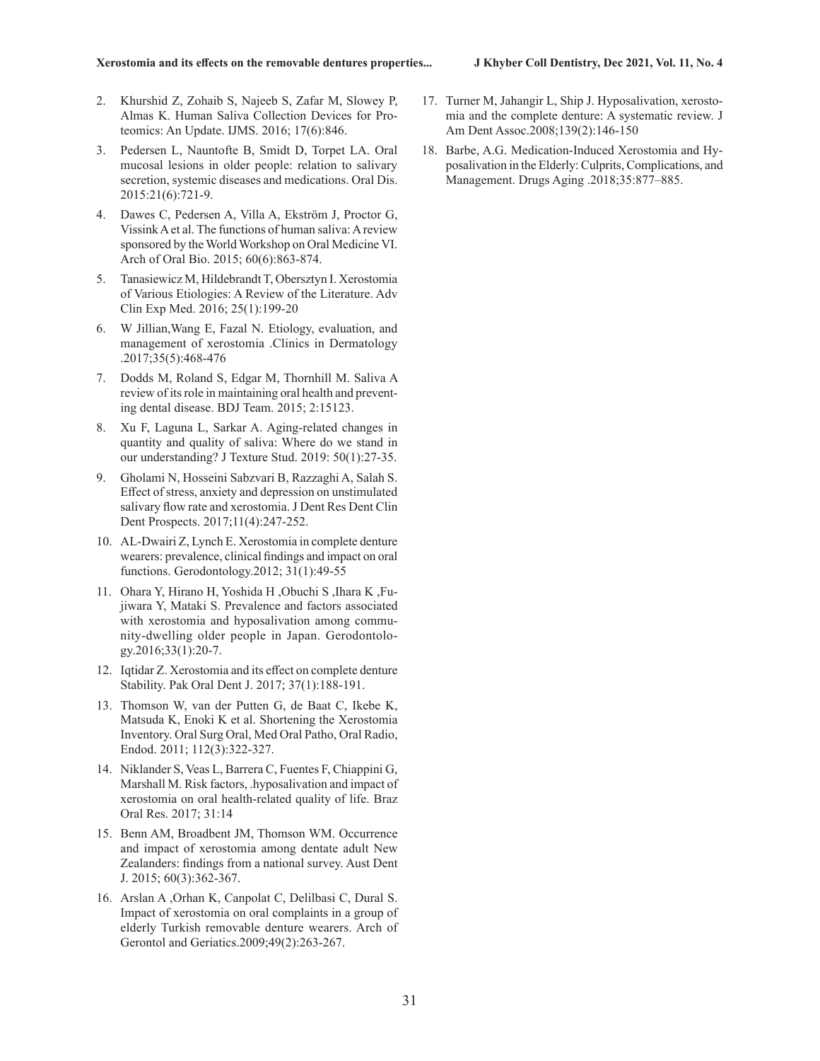2. Khurshid Z, Zohaib S, Najeeb S, Zafar M, Slowey P, Almas K. Human Saliva Collection Devices for Proteomics: An Update. IJMS. 2016; 17(6):846.
3. Pedersen L, Nauntofte B, Smidt D, Torpet LA. Oral mucosal lesions in older people: relation to salivary secretion, systemic diseases and medications. Oral Dis. 2015:21(6):721-9.
4. Dawes C, Pedersen A, Villa A, Ekström J, Proctor G, Vissink A et al. The functions of human saliva: A review sponsored by the World Workshop on Oral Medicine VI. Arch of Oral Bio. 2015; 60(6):863-874.
5. Tanasiewicz M, Hildebrandt T, Obersztyn I. Xerostomia of Various Etiologies: A Review of the Literature. Adv Clin Exp Med. 2016; 25(1):199-20
6. W Jillian,Wang E, Fazal N. Etiology, evaluation, and management of xerostomia .Clinics in Dermatology .2017;35(5):468-476
7. Dodds M, Roland S, Edgar M, Thornhill M. Saliva A review of its role in maintaining oral health and preventing dental disease. BDJ Team. 2015; 2:15123.
8. Xu F, Laguna L, Sarkar A. Aging-related changes in quantity and quality of saliva: Where do we stand in our understanding? J Texture Stud. 2019: 50(1):27-35.
9. Gholami N, Hosseini Sabzvari B, Razzaghi A, Salah S. Effect of stress, anxiety and depression on unstimulated salivary flow rate and xerostomia. J Dent Res Dent Clin Dent Prospects. 2017;11(4):247-252.
10. AL-Dwairi Z, Lynch E. Xerostomia in complete denture wearers: prevalence, clinical findings and impact on oral functions. Gerodontology.2012; 31(1):49-55
11. Ohara Y, Hirano H, Yoshida H ,Obuchi S ,Ihara K ,Fujiwara Y, Mataki S. Prevalence and factors associated with xerostomia and hyposalivation among community-dwelling older people in Japan. Gerodontology.2016;33(1):20-7.
12. Iqtidar Z. Xerostomia and its effect on complete denture Stability. Pak Oral Dent J. 2017; 37(1):188-191.
13. Thomson W, van der Putten G, de Baat C, Ikebe K, Matsuda K, Enoki K et al. Shortening the Xerostomia Inventory. Oral Surg Oral, Med Oral Patho, Oral Radio, Endod. 2011; 112(3):322-327.
14. Niklander S, Veas L, Barrera C, Fuentes F, Chiappini G, Marshall M. Risk factors, .hyposalivation and impact of xerostomia on oral health-related quality of life. Braz Oral Res. 2017; 31:14
15. Benn AM, Broadbent JM, Thomson WM. Occurrence and impact of xerostomia among dentate adult New Zealanders: findings from a national survey. Aust Dent J. 2015; 60(3):362-367.
16. Arslan A ,Orhan K, Canpolat C, Delilbasi C, Dural S. Impact of xerostomia on oral complaints in a group of elderly Turkish removable denture wearers. Arch of Gerontol and Geriatics.2009;49(2):263-267.
17. Turner M, Jahangir L, Ship J. Hyposalivation, xerostomia and the complete denture: A systematic review. J Am Dent Assoc.2008;139(2):146-150
18. Barbe, A.G. Medication-Induced Xerostomia and Hyposalivation in the Elderly: Culprits, Complications, and Management. Drugs Aging .2018;35:877–885.